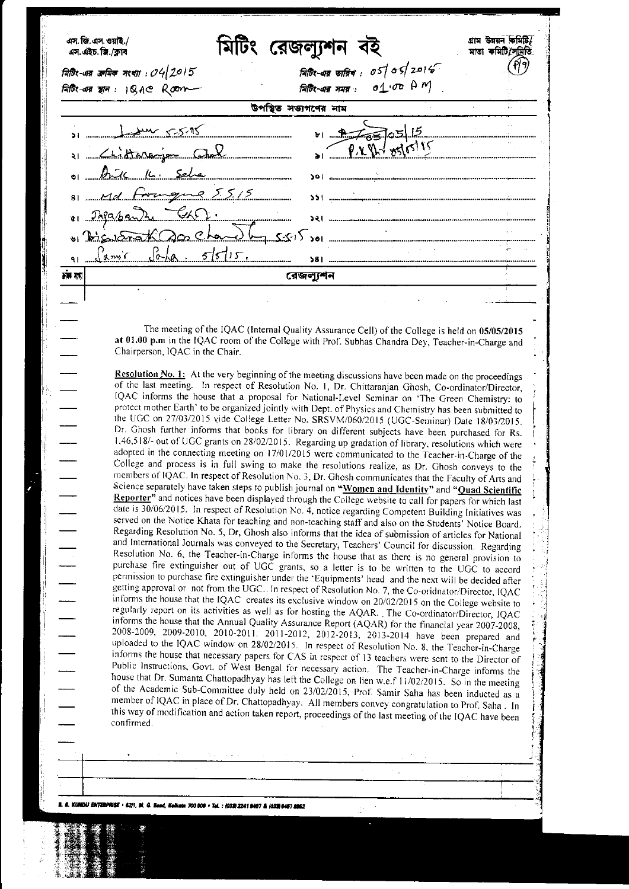এস. জি. এস. ওয়াই./
এস. এইচ. জি./ক্লাব

# মিটিং রেজল্যুশন বই

গ্রাম উন্নয়ন কমিটি/
মাতা কমিটি/সমিতি

(P/7)

মিটিং-এর ক্রমিক সংখ্যা : 04/2015

মিটিং-এর তারিখ : 05/05/2015

মিটিং-এর স্থান : IQAC Room

মিটিং-এর সময় : 01.00 PM

## উপস্থিত সভ্যগণের নাম

| | |
|---|---|
| ১। (signature) 5.5.15 | ৮। (signature) 05/05/15 |
| ২। Chittaranjan Ghosh | ৯। P.K. (signature) 05/05/15 |
| ৩। Arik K. Saha | ১০। |
| ৪। Md Farouque 5.5.15 | ১১। |
| ৫। Jagabandhu (signature) | ১২। |
| ৬। Biswanath Das Chandhury 5.5.15 | ১৩। |
| ৭। Samir Saha. 5/5/15. | ১৪। |

ক্রমিক নং | রেজল্যুশন

The meeting of the IQAC (Internal Quality Assurance Cell) of the College is held on **05/05/2015 at 01.00 p.m** in the IQAC room of the College with Prof. Subhas Chandra Dey, Teacher-in-Charge and Chairperson, IQAC in the Chair.

**Resolution No. 1:** At the very beginning of the meeting discussions have been made on the proceedings of the last meeting. In respect of Resolution No. 1, Dr. Chittaranjan Ghosh, Co-ordinator/Director, IQAC informs the house that a proposal for National-Level Seminar on 'The Green Chemistry: to protect mother Earth' to be organized jointly with Dept. of Physics and Chemistry has been submitted to the UGC on 27/03/2015 vide College Letter No. SRSVM/060/2015 (UGC-Seminar) Date 18/03/2015. Dr. Ghosh further informs that books for library on different subjects have been purchased for Rs. 1,46,518/- out of UGC grants on 28/02/2015. Regarding up gradation of library, resolutions which were adopted in the connecting meeting on 17/01/2015 were communicated to the Teacher-in-Charge of the College and process is in full swing to make the resolutions realize, as Dr. Ghosh conveys to the members of IQAC. In respect of Resolution No. 3, Dr. Ghosh communicates that the Faculty of Arts and Science separately have taken steps to publish journal on **"Women and Identity"** and **"Quad Scientific Reporter"** and notices have been displayed through the College website to call for papers for which last date is 30/06/2015. In respect of Resolution No. 4, notice regarding Competent Building Initiatives was served on the Notice Khata for teaching and non-teaching staff and also on the Students' Notice Board. Regarding Resolution No. 5, Dr, Ghosh also informs that the idea of submission of articles for National and International Journals was conveyed to the Secretary, Teachers' Council for discussion. Regarding Resolution No. 6, the Teacher-in-Charge informs the house that as there is no general provision to purchase fire extinguisher out of UGC grants, so a letter is to be written to the UGC to accord permission to purchase fire extinguisher under the 'Equipments' head and the next will be decided after getting approval or not from the UGC.. In respect of Resolution No. 7, the Co-oridnator/Director, IQAC informs the house that the IQAC creates its exclusive window on 20/02/2015 on the College website to regularly report on its activities as well as for hosting the AQAR. . The Co-ordinator/Director, IQAC informs the house that the Annual Quality Assurance Report (AQAR) for the financial year 2007-2008, 2008-2009, 2009-2010, 2010-2011, 2011-2012, 2012-2013, 2013-2014 have been prepared and uploaded to the IQAC window on 28/02/2015. In respect of Resolution No. 8, the Teacher-in-Charge informs the house that necessary papers for CAS in respect of 13 teachers were sent to the Director of Public Instructions, Govt. of West Bengal for necessary action. The Teacher-in-Charge informs the house that Dr. Sumanta Chattopadhyay has left the College on lien w.e.f 11/02/2015. So in the meeting of the Academic Sub-Committee duly held on 23/02/2015, Prof. Samir Saha has been inducted as a member of IQAC in place of Dr. Chattopadhyay. All members convey congratulation to Prof. Saha . In this way of modification and action taken report, proceedings of the last meeting of the IQAC have been confirmed.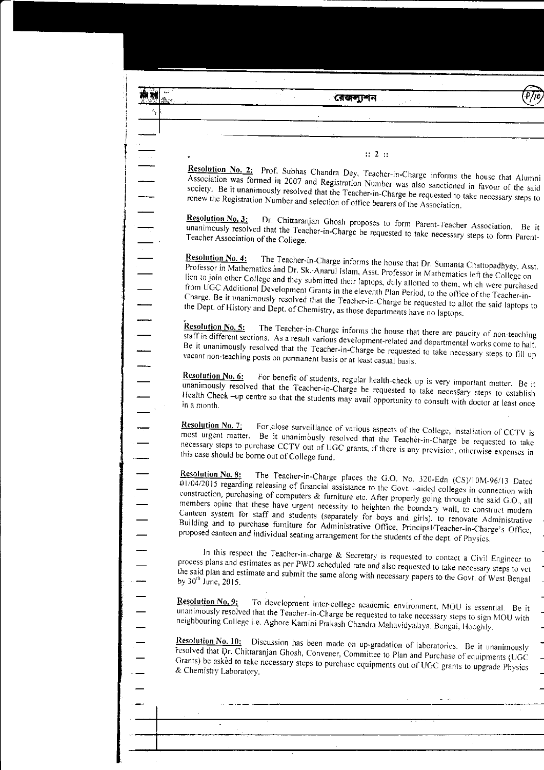:: 2 ::

**Resolution No. 2:** Prof. Subhas Chandra Dey, Teacher-in-Charge informs the house that Alumni Association was formed in 2007 and Registration Number was also sanctioned in favour of the said society. Be it unanimously resolved that the Teacher-in-Charge be requested to take necessary steps to renew the Registration Number and selection of office bearers of the Association.

**Resolution No. 3:** Dr. Chittaranjan Ghosh proposes to form Parent-Teacher Association. Be it unanimously resolved that the Teacher-in-Charge be requested to take necessary steps to form Parent-Teacher Association of the College.

**Resolution No. 4:** The Teacher-in-Charge informs the house that Dr. Sumanta Chattopadhyay, Asst. Professor in Mathematics and Dr. Sk. Anarul Islam, Asst. Professor in Mathematics left the College on lien to join other College and they submitted their laptops, duly allotted to them, which were purchased from UGC Additional Development Grants in the eleventh Plan Period, to the office of the Teacher-in-Charge. Be it unanimously resolved that the Teacher-in-Charge be requested to allot the said laptops to the Dept. of History and Dept. of Chemistry, as those departments have no laptops.

**Resolution No. 5:** The Teacher-in-Charge informs the house that there are paucity of non-teaching staff in different sections. As a result various development-related and departmental works come to halt. Be it unanimously resolved that the Teacher-in-Charge be requested to take necessary steps to fill up vacant non-teaching posts on permanent basis or at least casual basis.

**Resolution No. 6:** For benefit of students, regular health-check up is very important matter. Be it unanimously resolved that the Teacher-in-Charge be requested to take necessary steps to establish Health Check –up centre so that the students may avail opportunity to consult with doctor at least once in a month.

**Resolution No. 7:** For close surveillance of various aspects of the College, installation of CCTV is most urgent matter. Be it unanimously resolved that the Teacher-in-Charge be requested to take necessary steps to purchase CCTV out of UGC grants, if there is any provision, otherwise expenses in this case should be borne out of College fund.

**Resolution No. 8:** The Teacher-in-Charge places the G.O. No. 320-Edn (CS)/10M-96/13 Dated 01/04/2015 regarding releasing of financial assistance to the Govt. –aided colleges in connection with construction, purchasing of computers & furniture etc. After properly going through the said G.O., all members opine that these have urgent necessity to heighten the boundary wall, to construct modern Canteen system for staff and students (separately for boys and girls), to renovate Administrative Building and to purchase furniture for Administrative Office, Principal/Teacher-in-Charge's Office, proposed canteen and individual seating arrangement for the students of the dept. of Physics.

In this respect the Teacher-in-charge & Secretary is requested to contact a Civil Engineer to process plans and estimates as per PWD scheduled rate and also requested to take necessary steps to vet the said plan and estimate and submit the same along with necessary papers to the Govt. of West Bengal by 30th June, 2015.

**Resolution No. 9:** To development inter-college academic environment, MOU is essential. Be it unanimously resolved that the Teacher-in-Charge be requested to take necessary steps to sign MOU with neighbouring College i.e. Aghore Kamini Prakash Chandra Mahavidyalaya, Bengai, Hooghly.

**Resolution No. 10:** Discussion has been made on up-gradation of laboratories. Be it unanimously resolved that Dr. Chittaranjan Ghosh, Convener, Committee to Plan and Purchase of equipments (UGC Grants) be asked to take necessary steps to purchase equipments out of UGC grants to upgrade Physics & Chemistry Laboratory.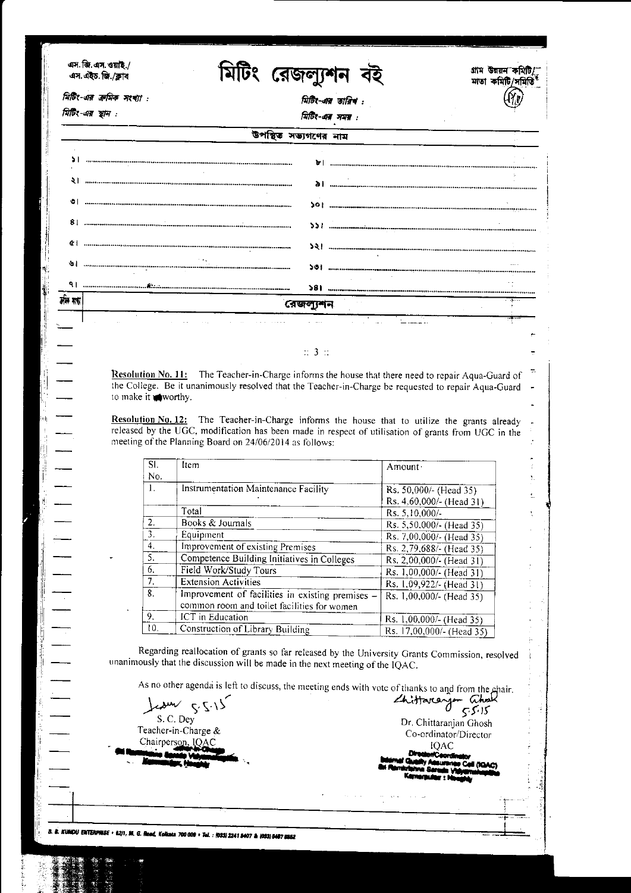এস. জি. এস. ওয়াই./
এস. এইচ. জি./ক্লাব

# মিটিং রেজল্যুশন বই

গ্রাম উন্নয়ন কমিটি/
মাতা কমিটি/সমিতি

মিটিং-এর ক্রমিক সংখ্যা :
মিটিং-এর তারিখ :
মিটিং-এর স্থান :
মিটিং-এর সময় :

উপস্থিত সভ্যগণের নাম

১। ........ ৮। ........
২। ........ ৯। ........
৩। ........ ১০। ........
৪। ........ ১১। ........
৫। ........ ১২। ........
৬। ........ ১৩। ........
৭। ........ ১৪। ........

ক্রমিক সংখ্যা | রেজল্যুশন

:: 3 ::

**Resolution No. 11:** The Teacher-in-Charge informs the house that there need to repair Aqua-Guard of the College. Be it unanimously resolved that the Teacher-in-Charge be requested to repair Aqua-Guard to make it worthy.

**Resolution No. 12:** The Teacher-in-Charge informs the house that to utilize the grants already released by the UGC, modification has been made in respect of utilisation of grants from UGC in the meeting of the Planning Board on 24/06/2014 as follows:

| Sl. No. | Item | Amount |
|---|---|---|
| 1. | Instrumentation Maintenance Facility | Rs. 50,000/- (Head 35)<br>Rs. 4,60,000/- (Head 31) |
| | Total | Rs. 5,10,000/- |
| 2. | Books & Journals | Rs. 5,50,000/- (Head 35) |
| 3. | Equipment | Rs. 7,00,000/- (Head 35) |
| 4. | Improvement of existing Premises | Rs. 2,79,688/- (Head 35) |
| 5. | Competence Building Initiatives in Colleges | Rs. 2,00,000/- (Head 31) |
| 6. | Field Work/Study Tours | Rs. 1,00,000/- (Head 31) |
| 7. | Extension Activities | Rs. 1,09,922/- (Head 31) |
| 8. | Improvement of facilities in existing premises – common room and toilet facilities for women | Rs. 1,00,000/- (Head 35) |
| 9. | ICT in Education | Rs. 1,00,000/- (Head 35) |
| 10. | Construction of Library Building | Rs. 17,00,000/- (Head 35) |

Regarding reallocation of grants so far released by the University Grants Commission, resolved unanimously that the discussion will be made in the next meeting of the IQAC.

As no other agenda is left to discuss, the meeting ends with vote of thanks to and from the chair.

5.5.15
S. C. Dey
Teacher-in-Charge &
Chairperson, IQAC

5.5.15
Dr. Chittaranjan Ghosh
Co-ordinator/Director
IQAC